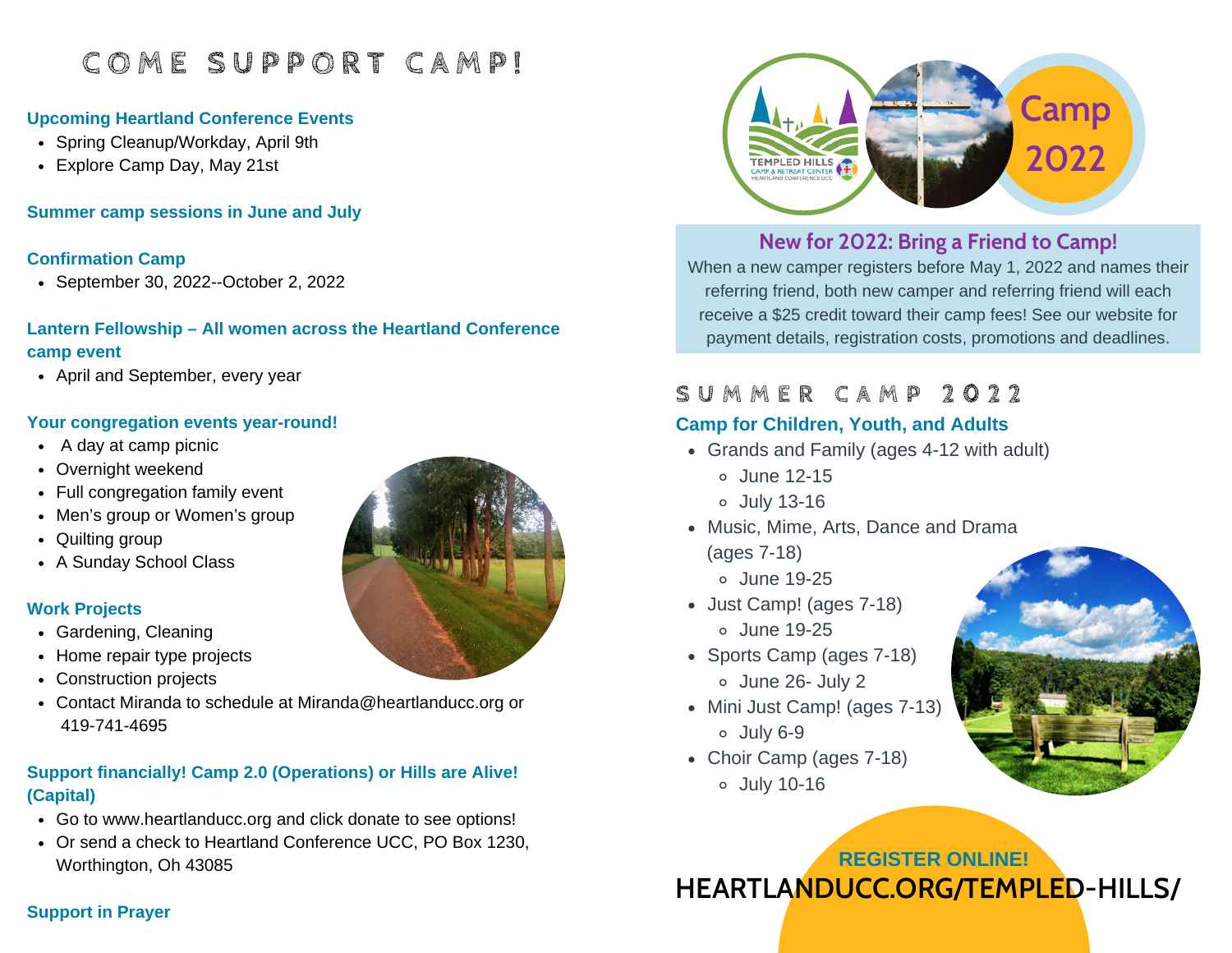# COME SUPPORT CAMP!

### Upcoming Heartland Conference Events

- Spring Cleanup/Workday, April 9th
- Explore Camp Day, May 21st

### Summer camp sessions in June and July

### Confirmation Camp

- September 30, 2022--October 2, 2022

### Lantern Fellowship – All women across the Heartland Conference camp event

- April and September, every year

### Your congregation events year-round!

- A day at camp picnic
- Overnight weekend
- Full congregation family event
- Men's group or Women's group
- Quilting group
- A Sunday School Class

### Work Projects

- Gardening, Cleaning
- Home repair type projects
- Construction projects
- Contact Miranda to schedule at Miranda@heartlanducc.org or 419-741-4695

### Support financially! Camp 2.0 (Operations) or Hills are Alive! (Capital)

- Go to www.heartlanducc.org and click donate to see options!
- Or send a check to Heartland Conference UCC, PO Box 1230, Worthington, Oh 43085

### Support in Prayer

TEMPLED HILLS CAMP & RETREAT CENTER HEARTLAND CONFERENCE UCC

Camp 2022

## New for 2022: Bring a Friend to Camp!

When a new camper registers before May 1, 2022 and names their referring friend, both new camper and referring friend will each receive a $25 credit toward their camp fees! See our website for payment details, registration costs, promotions and deadlines.

# SUMMER CAMP 2022

### Camp for Children, Youth, and Adults

- Grands and Family (ages 4-12 with adult)
  - June 12-15
  - July 13-16
- Music, Mime, Arts, Dance and Drama (ages 7-18)
  - June 19-25
- Just Camp! (ages 7-18)
  - June 19-25
- Sports Camp (ages 7-18)
  - June 26- July 2
- Mini Just Camp! (ages 7-13)
  - July 6-9
- Choir Camp (ages 7-18)
  - July 10-16

**REGISTER ONLINE!**

**HEARTLANDUCC.ORG/TEMPLED-HILLS/**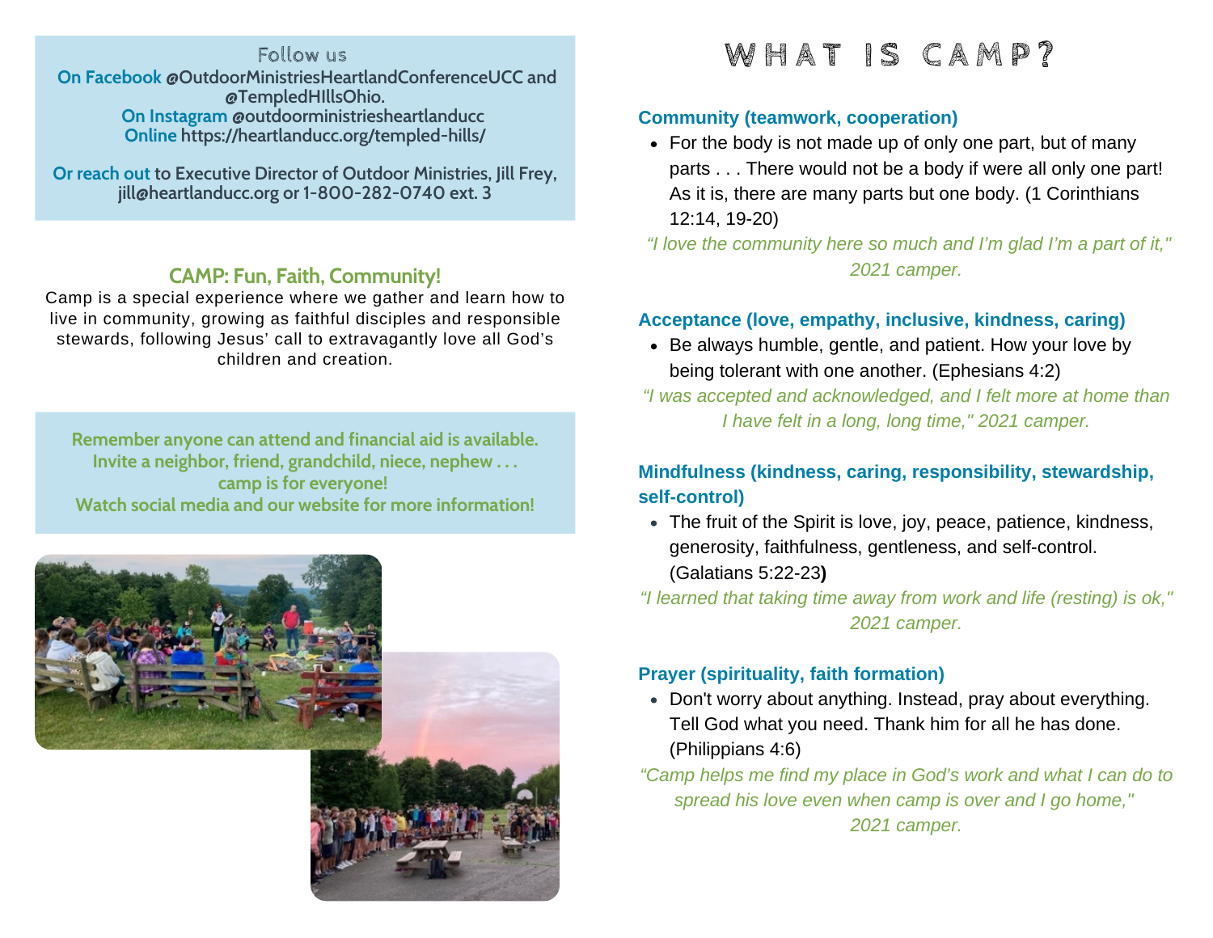Follow us

**On Facebook** @OutdoorMinistriesHeartlandConferenceUCC and @TempledHIllsOhio.

**On Instagram** @outdoorministriesheartlanducc

**Online** https://heartlanducc.org/templed-hills/

**Or reach out** to Executive Director of Outdoor Ministries, Jill Frey, jill@heartlanducc.org or 1-800-282-0740 ext. 3

## CAMP: Fun, Faith, Community!

Camp is a special experience where we gather and learn how to live in community, growing as faithful disciples and responsible stewards, following Jesus' call to extravagantly love all God's children and creation.

**Remember anyone can attend and financial aid is available.**
**Invite a neighbor, friend, grandchild, niece, nephew . . .**
**camp is for everyone!**
**Watch social media and our website for more information!**

# WHAT IS CAMP?

### Community (teamwork, cooperation)

- For the body is not made up of only one part, but of many parts . . . There would not be a body if were all only one part! As it is, there are many parts but one body. (1 Corinthians 12:14, 19-20)

*"I love the community here so much and I'm glad I'm a part of it," 2021 camper.*

### Acceptance (love, empathy, inclusive, kindness, caring)

- Be always humble, gentle, and patient. How your love by being tolerant with one another. (Ephesians 4:2)

*"I was accepted and acknowledged, and I felt more at home than I have felt in a long, long time," 2021 camper.*

### Mindfulness (kindness, caring, responsibility, stewardship, self-control)

- The fruit of the Spirit is love, joy, peace, patience, kindness, generosity, faithfulness, gentleness, and self-control. (Galatians 5:22-23**)**

*"I learned that taking time away from work and life (resting) is ok," 2021 camper.*

### Prayer (spirituality, faith formation)

- Don't worry about anything. Instead, pray about everything. Tell God what you need. Thank him for all he has done. (Philippians 4:6)

*"Camp helps me find my place in God's work and what I can do to spread his love even when camp is over and I go home," 2021 camper.*